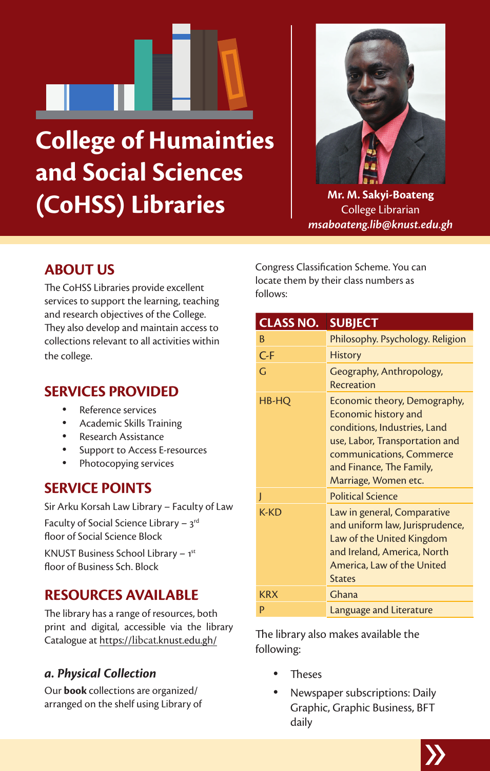# College of Humainties and Social Sciences (CoHSS) Libraries

**Mr. M. Sakyi-Boateng**
College Librarian
*msaboateng.lib@knust.edu.gh*

## ABOUT US

The CoHSS Libraries provide excellent services to support the learning, teaching and research objectives of the College. They also develop and maintain access to collections relevant to all activities within the college.

## SERVICES PROVIDED

- Reference services
- Academic Skills Training
- Research Assistance
- Support to Access E-resources
- Photocopying services

## SERVICE POINTS

Sir Arku Korsah Law Library – Faculty of Law

Faculty of Social Science Library – 3rd floor of Social Science Block

KNUST Business School Library – 1st floor of Business Sch. Block

## RESOURCES AVAILABLE

The library has a range of resources, both print and digital, accessible via the library Catalogue at https://libcat.knust.edu.gh/

### *a. Physical Collection*

Our **book** collections are organized/ arranged on the shelf using Library of Congress Classification Scheme. You can locate them by their class numbers as follows:

| CLASS NO. | SUBJECT |
|---|---|
| B | Philosophy. Psychology. Religion |
| C-F | History |
| G | Geography, Anthropology, Recreation |
| HB-HQ | Economic theory, Demography, Economic history and conditions, Industries, Land use, Labor, Transportation and communications, Commerce and Finance, The Family, Marriage, Women etc. |
| J | Political Science |
| K-KD | Law in general, Comparative and uniform law, Jurisprudence, Law of the United Kingdom and Ireland, America, North America, Law of the United States |
| KRX | Ghana |
| P | Language and Literature |

The library also makes available the following:

- Theses
- Newspaper subscriptions: Daily Graphic, Graphic Business, BFT daily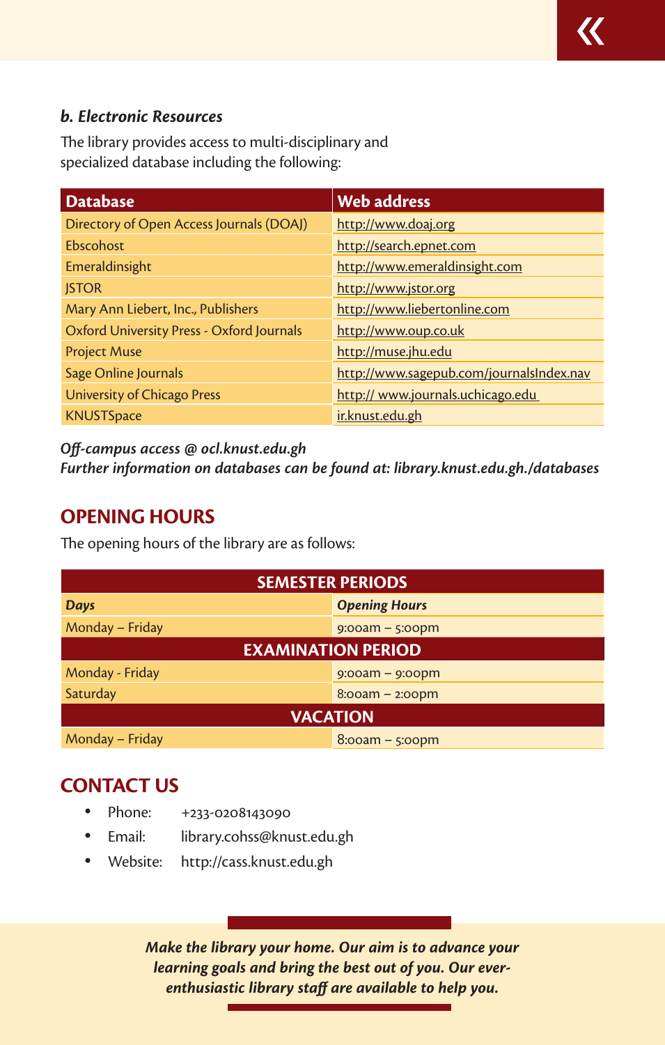### *b. Electronic Resources*

The library provides access to multi-disciplinary and specialized database including the following:

| Database | Web address |
|---|---|
| Directory of Open Access Journals (DOAJ) | http://www.doaj.org |
| Ebscohost | http://search.epnet.com |
| Emeraldinsight | http://www.emeraldinsight.com |
| JSTOR | http://www.jstor.org |
| Mary Ann Liebert, Inc., Publishers | http://www.liebertonline.com |
| Oxford University Press - Oxford Journals | http://www.oup.co.uk |
| Project Muse | http://muse.jhu.edu |
| Sage Online Journals | http://www.sagepub.com/journalsIndex.nav |
| University of Chicago Press | http:// www.journals.uchicago.edu |
| KNUSTSpace | ir.knust.edu.gh |

***Off-campus access @ ocl.knust.edu.gh***
***Further information on databases can be found at: library.knust.edu.gh./databases***

## OPENING HOURS

The opening hours of the library are as follows:

| SEMESTER PERIODS | |
|---|---|
| ***Days*** | ***Opening Hours*** |
| Monday – Friday | 9:00am – 5:00pm |
| **EXAMINATION PERIOD** | |
| Monday - Friday | 9:00am – 9:00pm |
| Saturday | 8:00am – 2:00pm |
| **VACATION** | |
| Monday – Friday | 8:00am – 5:00pm |

## CONTACT US

- Phone: +233-0208143090
- Email: library.cohss@knust.edu.gh
- Website: http://cass.knust.edu.gh

***Make the library your home. Our aim is to advance your learning goals and bring the best out of you. Our ever-enthusiastic library staff are available to help you.***